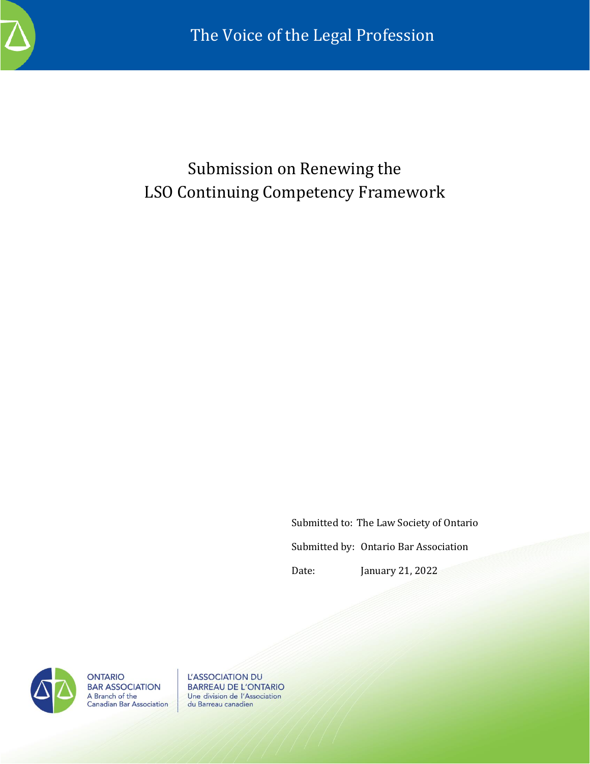The Voice of the Legal Profession

# Submission on Renewing the LSO Continuing Competency Framework

Submitted to: The Law Society of Ontario

Submitted by: Ontario Bar Association

Date: January 21, 2022

ONTARIO BAR ASSOCIATION
A Branch of the Canadian Bar Association

L'ASSOCIATION DU BARREAU DE L'ONTARIO
Une division de l'Association du Barreau canadien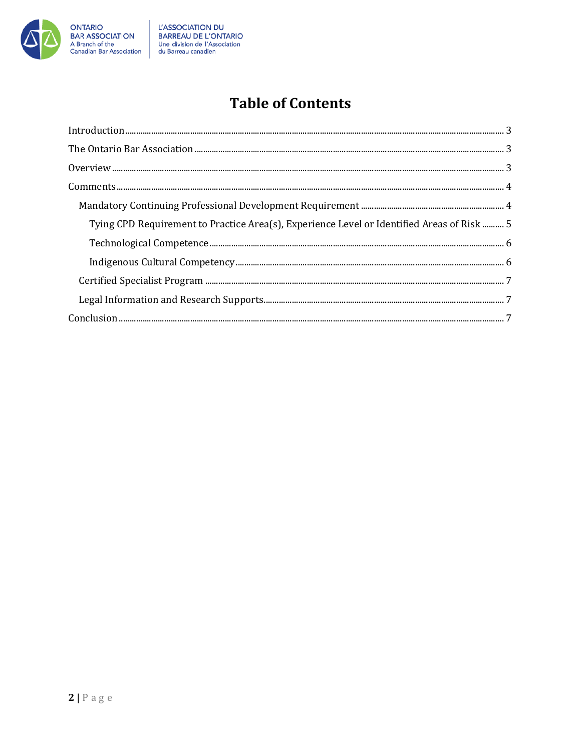# Table of Contents

Introduction ........................................................................................................ 3

The Ontario Bar Association ................................................................................ 3

Overview ............................................................................................................ 3

Comments ........................................................................................................... 4

- Mandatory Continuing Professional Development Requirement ................................. 4
  - Tying CPD Requirement to Practice Area(s), Experience Level or Identified Areas of Risk .......... 5
  - Technological Competence ................................................................................ 6
  - Indigenous Cultural Competency ....................................................................... 6
- Certified Specialist Program ................................................................................ 7
- Legal Information and Research Supports ............................................................. 7

Conclusion .......................................................................................................... 7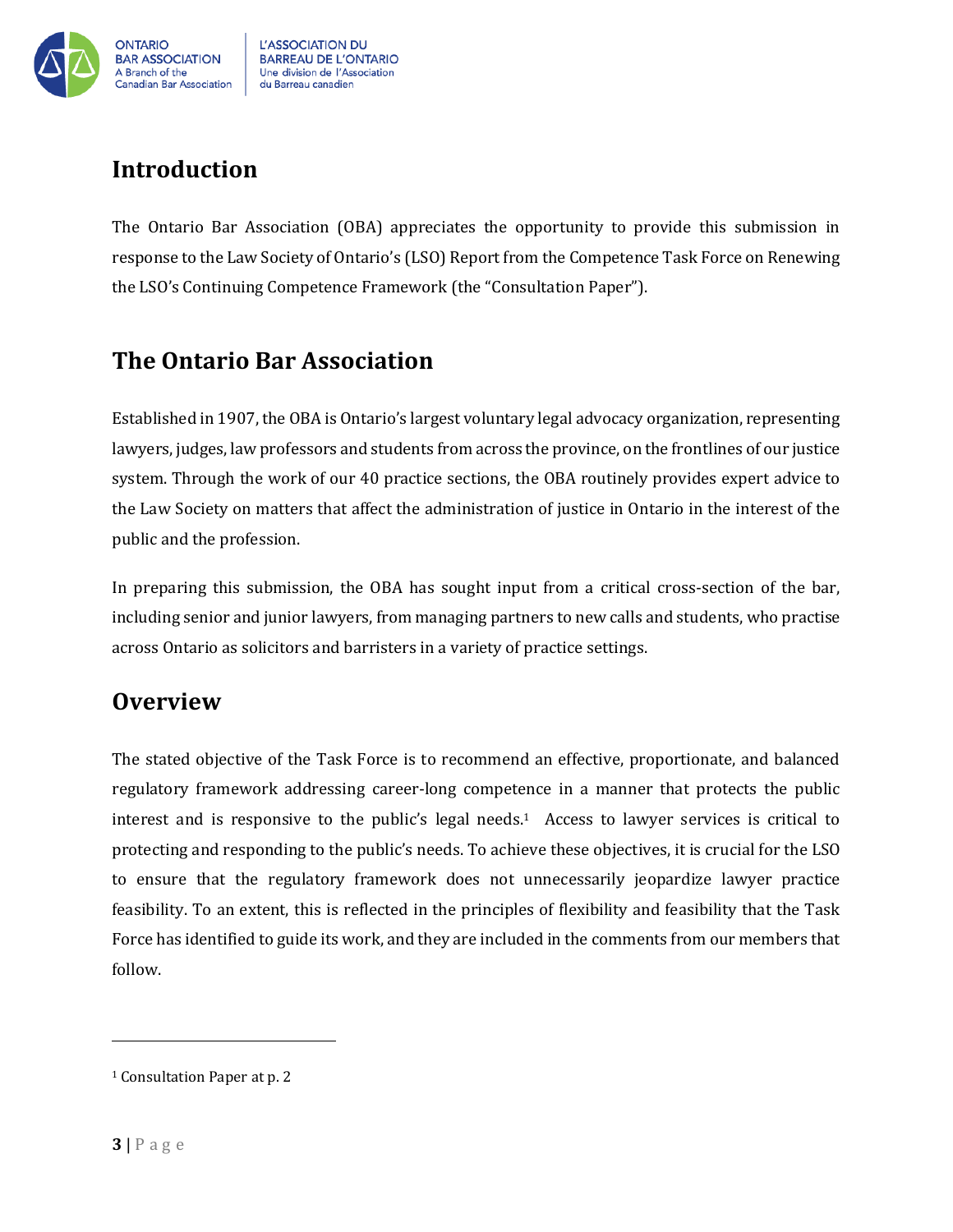## Introduction

The Ontario Bar Association (OBA) appreciates the opportunity to provide this submission in response to the Law Society of Ontario's (LSO) Report from the Competence Task Force on Renewing the LSO's Continuing Competence Framework (the "Consultation Paper").

## The Ontario Bar Association

Established in 1907, the OBA is Ontario's largest voluntary legal advocacy organization, representing lawyers, judges, law professors and students from across the province, on the frontlines of our justice system. Through the work of our 40 practice sections, the OBA routinely provides expert advice to the Law Society on matters that affect the administration of justice in Ontario in the interest of the public and the profession.

In preparing this submission, the OBA has sought input from a critical cross-section of the bar, including senior and junior lawyers, from managing partners to new calls and students, who practise across Ontario as solicitors and barristers in a variety of practice settings.

## Overview

The stated objective of the Task Force is to recommend an effective, proportionate, and balanced regulatory framework addressing career-long competence in a manner that protects the public interest and is responsive to the public's legal needs.[1] Access to lawyer services is critical to protecting and responding to the public's needs. To achieve these objectives, it is crucial for the LSO to ensure that the regulatory framework does not unnecessarily jeopardize lawyer practice feasibility. To an extent, this is reflected in the principles of flexibility and feasibility that the Task Force has identified to guide its work, and they are included in the comments from our members that follow.

---

[1] Consultation Paper at p. 2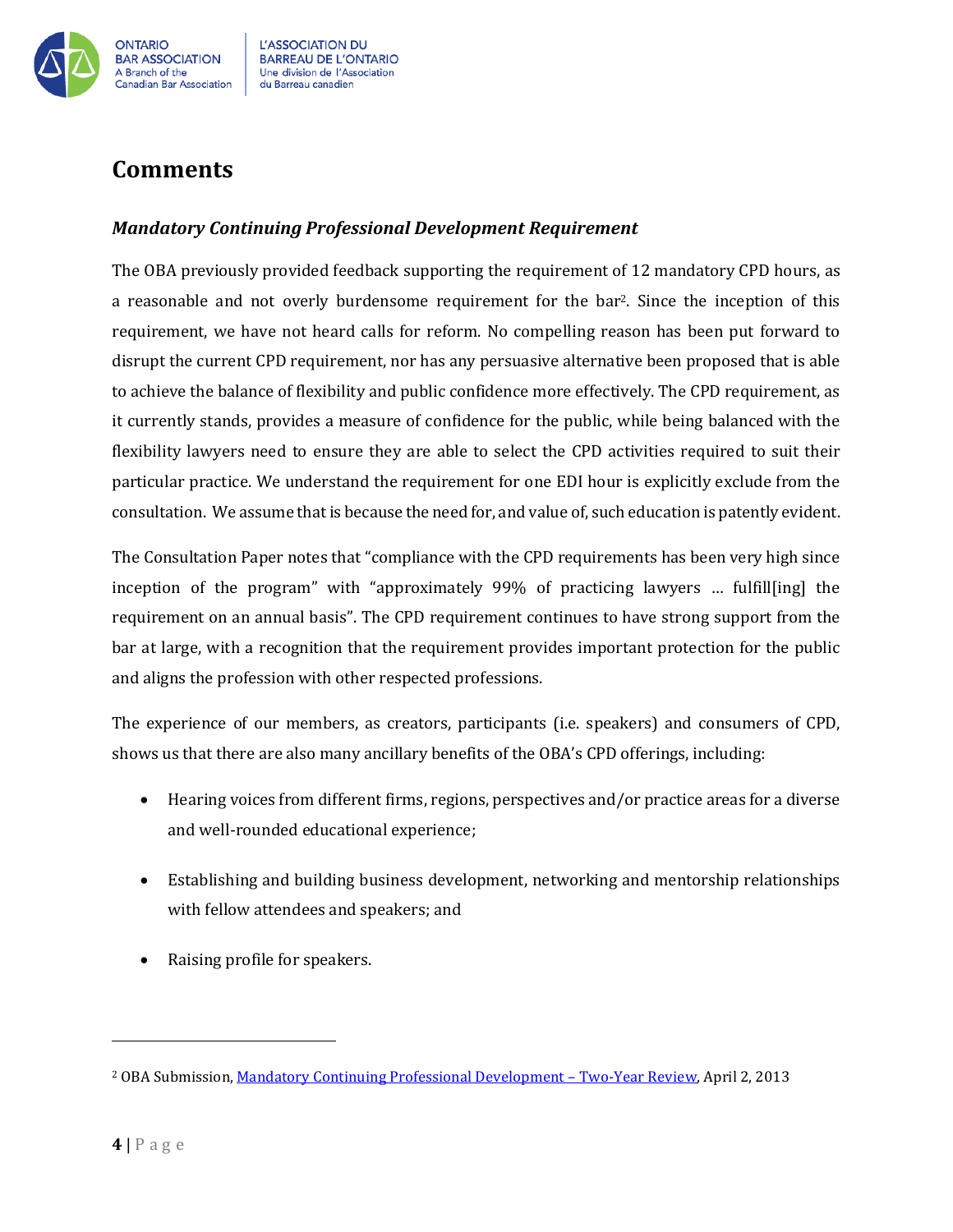# Comments

### *Mandatory Continuing Professional Development Requirement*

The OBA previously provided feedback supporting the requirement of 12 mandatory CPD hours, as a reasonable and not overly burdensome requirement for the bar[2]. Since the inception of this requirement, we have not heard calls for reform. No compelling reason has been put forward to disrupt the current CPD requirement, nor has any persuasive alternative been proposed that is able to achieve the balance of flexibility and public confidence more effectively. The CPD requirement, as it currently stands, provides a measure of confidence for the public, while being balanced with the flexibility lawyers need to ensure they are able to select the CPD activities required to suit their particular practice. We understand the requirement for one EDI hour is explicitly exclude from the consultation. We assume that is because the need for, and value of, such education is patently evident.

The Consultation Paper notes that "compliance with the CPD requirements has been very high since inception of the program" with "approximately 99% of practicing lawyers … fulfill[ing] the requirement on an annual basis". The CPD requirement continues to have strong support from the bar at large, with a recognition that the requirement provides important protection for the public and aligns the profession with other respected professions.

The experience of our members, as creators, participants (i.e. speakers) and consumers of CPD, shows us that there are also many ancillary benefits of the OBA's CPD offerings, including:

- Hearing voices from different firms, regions, perspectives and/or practice areas for a diverse and well-rounded educational experience;
- Establishing and building business development, networking and mentorship relationships with fellow attendees and speakers; and
- Raising profile for speakers.

---

[2] OBA Submission, Mandatory Continuing Professional Development – Two-Year Review, April 2, 2013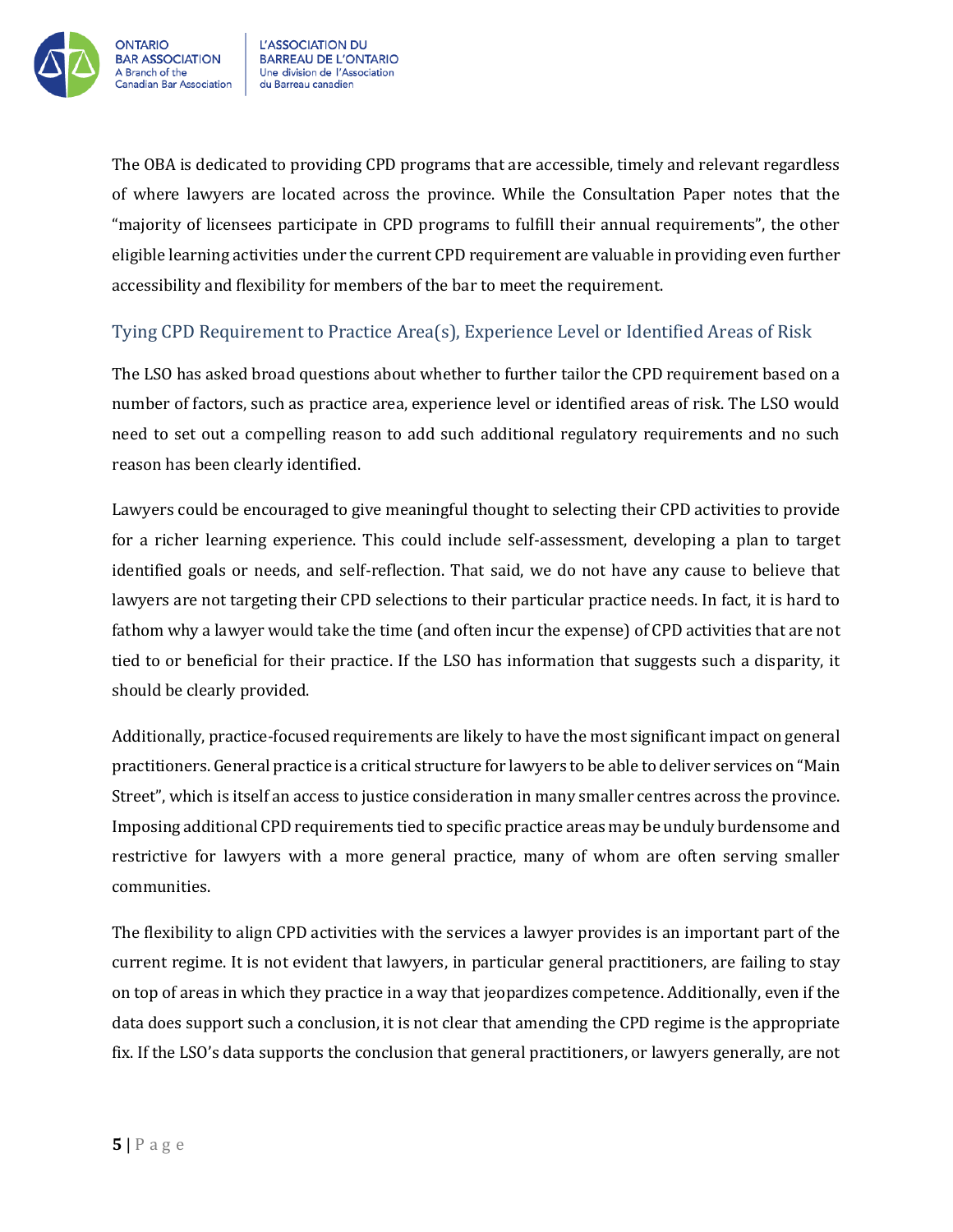The OBA is dedicated to providing CPD programs that are accessible, timely and relevant regardless of where lawyers are located across the province. While the Consultation Paper notes that the "majority of licensees participate in CPD programs to fulfill their annual requirements", the other eligible learning activities under the current CPD requirement are valuable in providing even further accessibility and flexibility for members of the bar to meet the requirement.

## Tying CPD Requirement to Practice Area(s), Experience Level or Identified Areas of Risk

The LSO has asked broad questions about whether to further tailor the CPD requirement based on a number of factors, such as practice area, experience level or identified areas of risk. The LSO would need to set out a compelling reason to add such additional regulatory requirements and no such reason has been clearly identified.

Lawyers could be encouraged to give meaningful thought to selecting their CPD activities to provide for a richer learning experience. This could include self-assessment, developing a plan to target identified goals or needs, and self-reflection. That said, we do not have any cause to believe that lawyers are not targeting their CPD selections to their particular practice needs. In fact, it is hard to fathom why a lawyer would take the time (and often incur the expense) of CPD activities that are not tied to or beneficial for their practice. If the LSO has information that suggests such a disparity, it should be clearly provided.

Additionally, practice-focused requirements are likely to have the most significant impact on general practitioners. General practice is a critical structure for lawyers to be able to deliver services on "Main Street", which is itself an access to justice consideration in many smaller centres across the province. Imposing additional CPD requirements tied to specific practice areas may be unduly burdensome and restrictive for lawyers with a more general practice, many of whom are often serving smaller communities.

The flexibility to align CPD activities with the services a lawyer provides is an important part of the current regime. It is not evident that lawyers, in particular general practitioners, are failing to stay on top of areas in which they practice in a way that jeopardizes competence. Additionally, even if the data does support such a conclusion, it is not clear that amending the CPD regime is the appropriate fix. If the LSO's data supports the conclusion that general practitioners, or lawyers generally, are not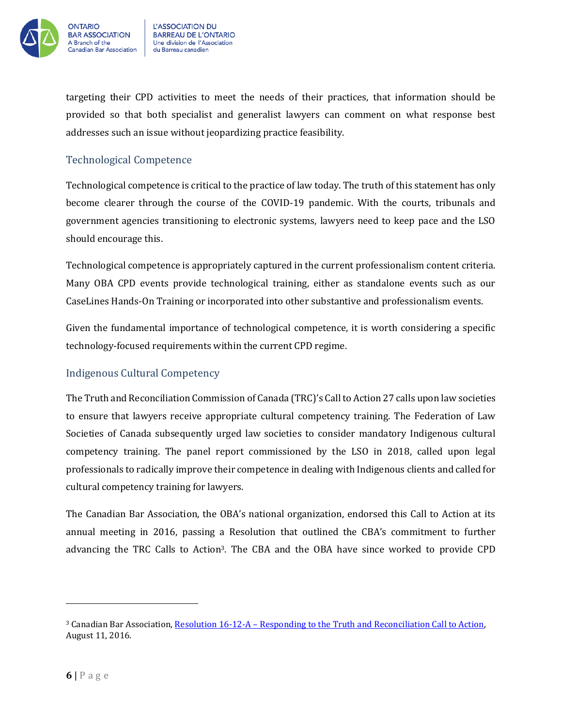targeting their CPD activities to meet the needs of their practices, that information should be provided so that both specialist and generalist lawyers can comment on what response best addresses such an issue without jeopardizing practice feasibility.

## Technological Competence

Technological competence is critical to the practice of law today. The truth of this statement has only become clearer through the course of the COVID-19 pandemic. With the courts, tribunals and government agencies transitioning to electronic systems, lawyers need to keep pace and the LSO should encourage this.

Technological competence is appropriately captured in the current professionalism content criteria. Many OBA CPD events provide technological training, either as standalone events such as our CaseLines Hands-On Training or incorporated into other substantive and professionalism events.

Given the fundamental importance of technological competence, it is worth considering a specific technology-focused requirements within the current CPD regime.

## Indigenous Cultural Competency

The Truth and Reconciliation Commission of Canada (TRC)'s Call to Action 27 calls upon law societies to ensure that lawyers receive appropriate cultural competency training. The Federation of Law Societies of Canada subsequently urged law societies to consider mandatory Indigenous cultural competency training. The panel report commissioned by the LSO in 2018, called upon legal professionals to radically improve their competence in dealing with Indigenous clients and called for cultural competency training for lawyers.

The Canadian Bar Association, the OBA's national organization, endorsed this Call to Action at its annual meeting in 2016, passing a Resolution that outlined the CBA's commitment to further advancing the TRC Calls to Action[3]. The CBA and the OBA have since worked to provide CPD

---

[3] Canadian Bar Association, Resolution 16-12-A – Responding to the Truth and Reconciliation Call to Action, August 11, 2016.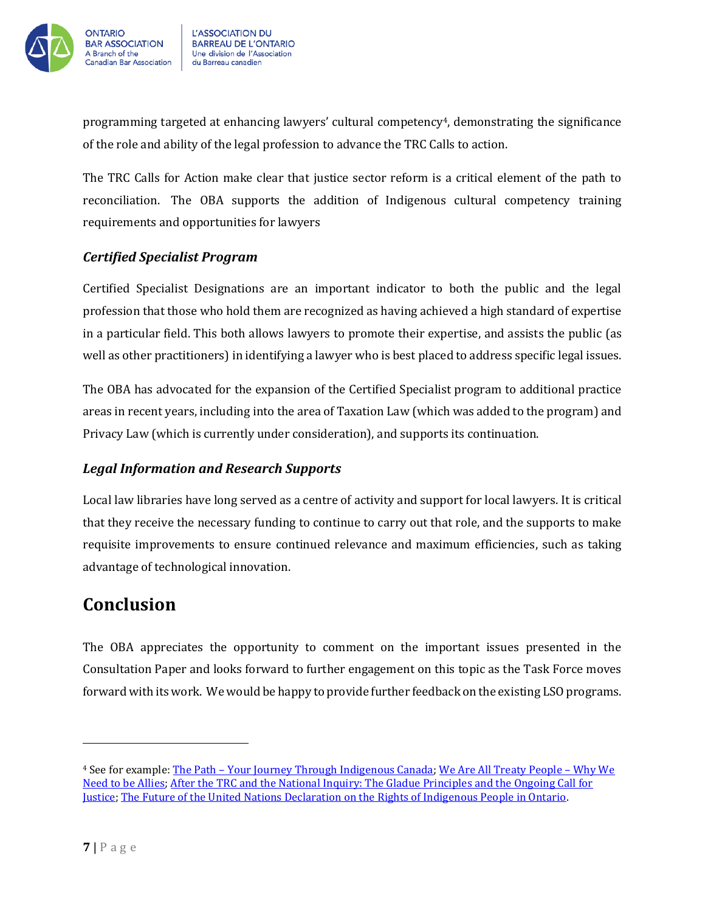programming targeted at enhancing lawyers' cultural competency[4], demonstrating the significance of the role and ability of the legal profession to advance the TRC Calls to action.

The TRC Calls for Action make clear that justice sector reform is a critical element of the path to reconciliation. The OBA supports the addition of Indigenous cultural competency training requirements and opportunities for lawyers

### *Certified Specialist Program*

Certified Specialist Designations are an important indicator to both the public and the legal profession that those who hold them are recognized as having achieved a high standard of expertise in a particular field. This both allows lawyers to promote their expertise, and assists the public (as well as other practitioners) in identifying a lawyer who is best placed to address specific legal issues.

The OBA has advocated for the expansion of the Certified Specialist program to additional practice areas in recent years, including into the area of Taxation Law (which was added to the program) and Privacy Law (which is currently under consideration), and supports its continuation.

### *Legal Information and Research Supports*

Local law libraries have long served as a centre of activity and support for local lawyers. It is critical that they receive the necessary funding to continue to carry out that role, and the supports to make requisite improvements to ensure continued relevance and maximum efficiencies, such as taking advantage of technological innovation.

## Conclusion

The OBA appreciates the opportunity to comment on the important issues presented in the Consultation Paper and looks forward to further engagement on this topic as the Task Force moves forward with its work. We would be happy to provide further feedback on the existing LSO programs.

---

[4] See for example: The Path – Your Journey Through Indigenous Canada; We Are All Treaty People – Why We Need to be Allies; After the TRC and the National Inquiry: The Gladue Principles and the Ongoing Call for Justice; The Future of the United Nations Declaration on the Rights of Indigenous People in Ontario.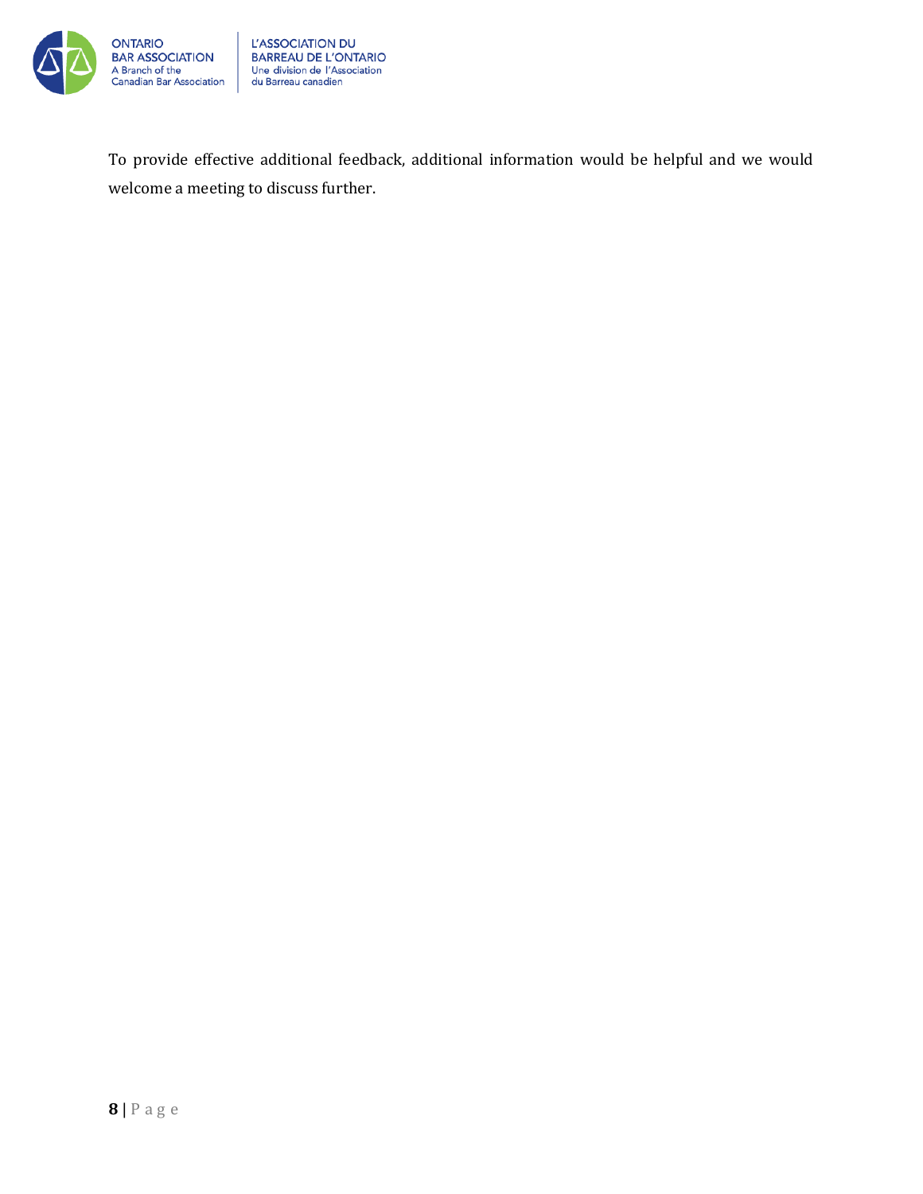To provide effective additional feedback, additional information would be helpful and we would welcome a meeting to discuss further.